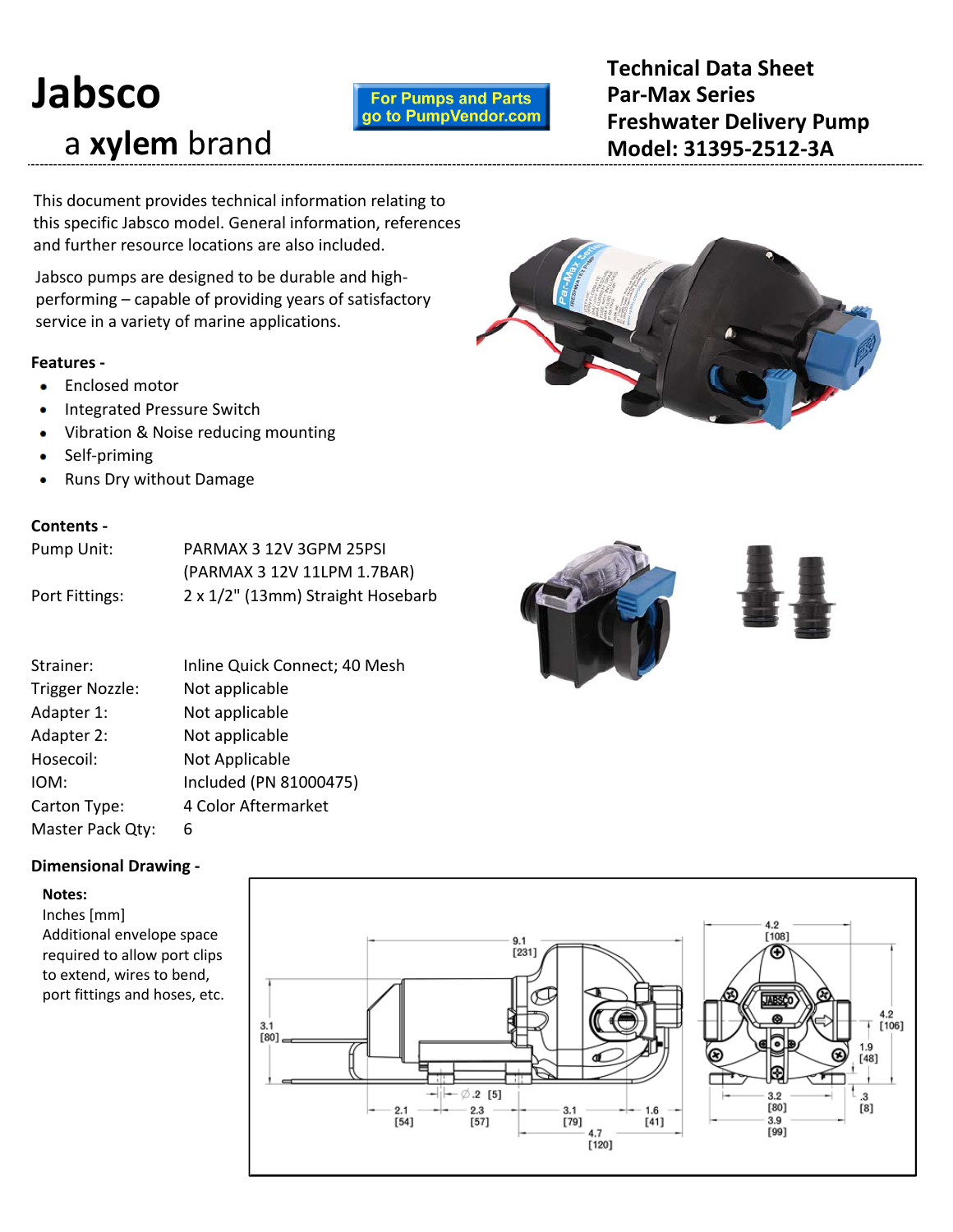# Jabsco

a **xylem** brand

For Pumps and Parts go to PumpVendor.com

**Technical Data Sheet**
**Par-Max Series**
**Freshwater Delivery Pump**
**Model: 31395-2512-3A**

This document provides technical information relating to this specific Jabsco model. General information, references and further resource locations are also included.

Jabsco pumps are designed to be durable and high-performing – capable of providing years of satisfactory service in a variety of marine applications.

**Features -**

- Enclosed motor
- Integrated Pressure Switch
- Vibration & Noise reducing mounting
- Self-priming
- Runs Dry without Damage

**Contents -**

| | |
|---|---|
| Pump Unit: | PARMAX 3 12V 3GPM 25PSI (PARMAX 3 12V 11LPM 1.7BAR) |
| Port Fittings: | 2 x 1/2" (13mm) Straight Hosebarb |
| Strainer: | Inline Quick Connect; 40 Mesh |
| Trigger Nozzle: | Not applicable |
| Adapter 1: | Not applicable |
| Adapter 2: | Not applicable |
| Hosecoil: | Not Applicable |
| IOM: | Included (PN 81000475) |
| Carton Type: | 4 Color Aftermarket |
| Master Pack Qty: | 6 |

**Dimensional Drawing -**

**Notes:**
Inches [mm]
Additional envelope space required to allow port clips to extend, wires to bend, port fittings and hoses, etc.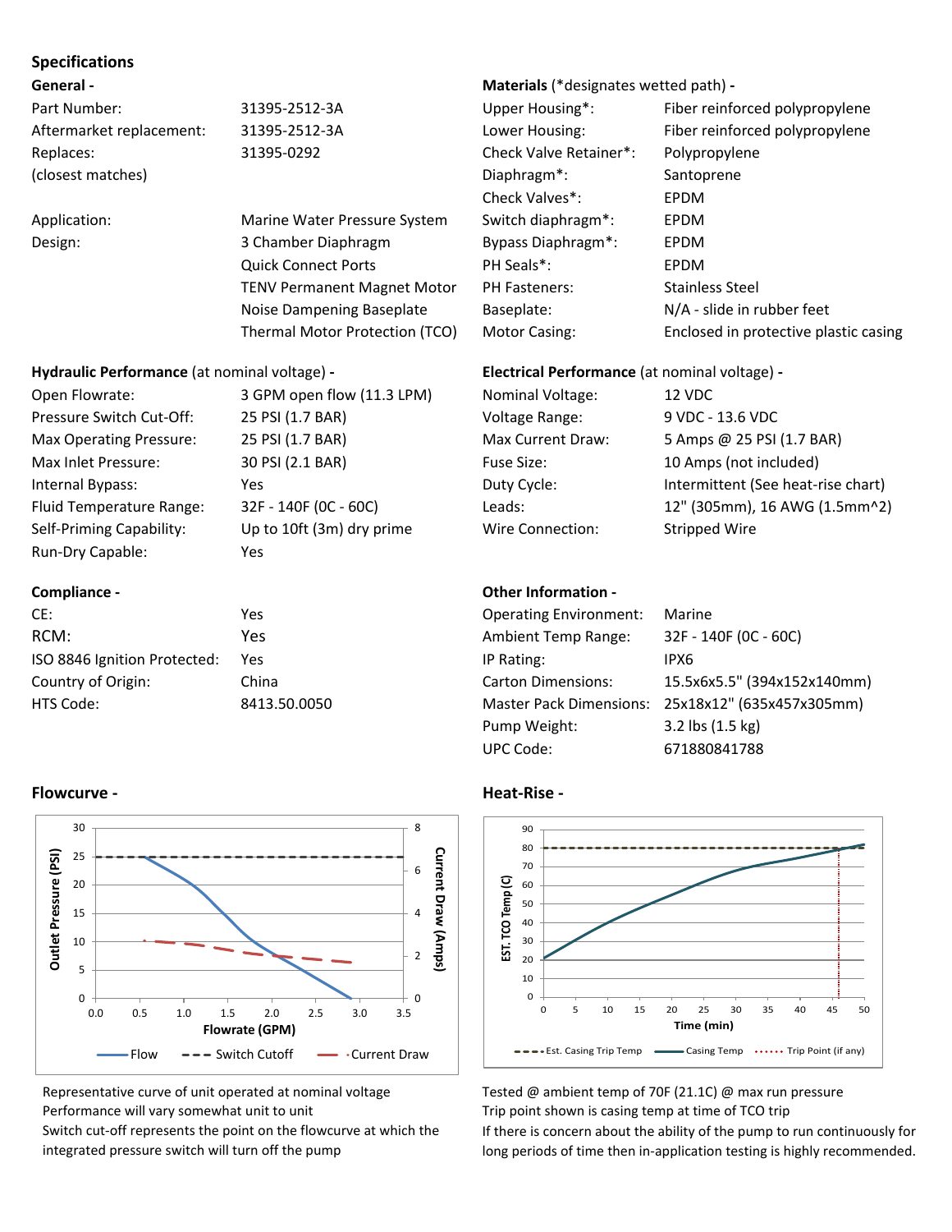## Specifications

### General -

| | |
|---|---|
| Part Number: | 31395-2512-3A |
| Aftermarket replacement: | 31395-2512-3A |
| Replaces: (closest matches) | 31395-0292 |
| Application: | Marine Water Pressure System |
| Design: | 3 Chamber Diaphragm |
| | Quick Connect Ports |
| | TENV Permanent Magnet Motor |
| | Noise Dampening Baseplate |
| | Thermal Motor Protection (TCO) |

### Materials (*designates wetted path) -

| | |
|---|---|
| Upper Housing*: | Fiber reinforced polypropylene |
| Lower Housing: | Fiber reinforced polypropylene |
| Check Valve Retainer*: | Polypropylene |
| Diaphragm*: | Santoprene |
| Check Valves*: | EPDM |
| Switch diaphragm*: | EPDM |
| Bypass Diaphragm*: | EPDM |
| PH Seals*: | EPDM |
| PH Fasteners: | Stainless Steel |
| Baseplate: | N/A - slide in rubber feet |
| Motor Casing: | Enclosed in protective plastic casing |

### Hydraulic Performance (at nominal voltage) -

| | |
|---|---|
| Open Flowrate: | 3 GPM open flow (11.3 LPM) |
| Pressure Switch Cut-Off: | 25 PSI (1.7 BAR) |
| Max Operating Pressure: | 25 PSI (1.7 BAR) |
| Max Inlet Pressure: | 30 PSI (2.1 BAR) |
| Internal Bypass: | Yes |
| Fluid Temperature Range: | 32F - 140F (0C - 60C) |
| Self-Priming Capability: | Up to 10ft (3m) dry prime |
| Run-Dry Capable: | Yes |

### Electrical Performance (at nominal voltage) -

| | |
|---|---|
| Nominal Voltage: | 12 VDC |
| Voltage Range: | 9 VDC - 13.6 VDC |
| Max Current Draw: | 5 Amps @ 25 PSI (1.7 BAR) |
| Fuse Size: | 10 Amps (not included) |
| Duty Cycle: | Intermittent (See heat-rise chart) |
| Leads: | 12" (305mm), 16 AWG (1.5mm^2) |
| Wire Connection: | Stripped Wire |

### Compliance -

| | |
|---|---|
| CE: | Yes |
| RCM: | Yes |
| ISO 8846 Ignition Protected: | Yes |
| Country of Origin: | China |
| HTS Code: | 8413.50.0050 |

### Other Information -

| | |
|---|---|
| Operating Environment: | Marine |
| Ambient Temp Range: | 32F - 140F (0C - 60C) |
| IP Rating: | IPX6 |
| Carton Dimensions: | 15.5x6x5.5" (394x152x140mm) |
| Master Pack Dimensions: | 25x18x12" (635x457x305mm) |
| Pump Weight: | 3.2 lbs (1.5 kg) |
| UPC Code: | 671880841788 |

### Flowcurve -

Representative curve of unit operated at nominal voltage
Performance will vary somewhat unit to unit
Switch cut-off represents the point on the flowcurve at which the integrated pressure switch will turn off the pump

### Heat-Rise -

Tested @ ambient temp of 70F (21.1C) @ max run pressure
Trip point shown is casing temp at time of TCO trip
If there is concern about the ability of the pump to run continuously for long periods of time then in-application testing is highly recommended.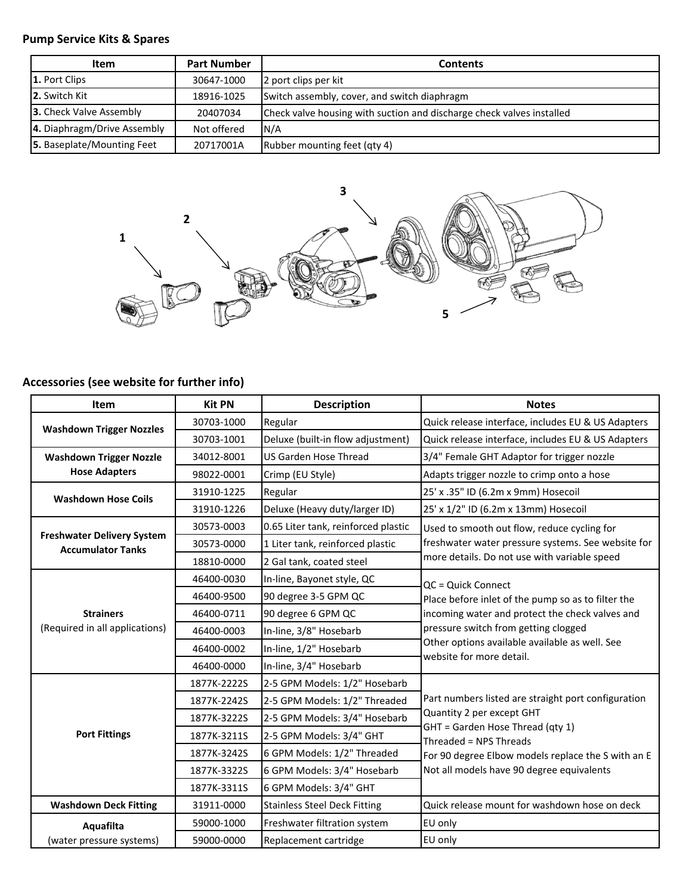**Pump Service Kits & Spares**

| Item | Part Number | Contents |
|---|---|---|
| **1.** Port Clips | 30647-1000 | 2 port clips per kit |
| **2.** Switch Kit | 18916-1025 | Switch assembly, cover, and switch diaphragm |
| **3.** Check Valve Assembly | 20407034 | Check valve housing with suction and discharge check valves installed |
| **4.** Diaphragm/Drive Assembly | Not offered | N/A |
| **5.** Baseplate/Mounting Feet | 20717001A | Rubber mounting feet (qty 4) |

**Accessories (see website for further info)**

| Item | Kit PN | Description | Notes |
|---|---|---|---|
| **Washdown Trigger Nozzles** | 30703-1000 | Regular | Quick release interface, includes EU & US Adapters |
| | 30703-1001 | Deluxe (built-in flow adjustment) | Quick release interface, includes EU & US Adapters |
| **Washdown Trigger Nozzle Hose Adapters** | 34012-8001 | US Garden Hose Thread | 3/4" Female GHT Adaptor for trigger nozzle |
| | 98022-0001 | Crimp (EU Style) | Adapts trigger nozzle to crimp onto a hose |
| **Washdown Hose Coils** | 31910-1225 | Regular | 25' x .35" ID (6.2m x 9mm) Hosecoil |
| | 31910-1226 | Deluxe (Heavy duty/larger ID) | 25' x 1/2" ID (6.2m x 13mm) Hosecoil |
| **Freshwater Delivery System Accumulator Tanks** | 30573-0003 | 0.65 Liter tank, reinforced plastic | Used to smooth out flow, reduce cycling for freshwater water pressure systems. See website for more details. Do not use with variable speed |
| | 30573-0000 | 1 Liter tank, reinforced plastic | |
| | 18810-0000 | 2 Gal tank, coated steel | |
| **Strainers** (Required in all applications) | 46400-0030 | In-line, Bayonet style, QC | QC = Quick Connect<br>Place before inlet of the pump so as to filter the incoming water and protect the check valves and pressure switch from getting clogged<br>Other options available available as well. See website for more detail. |
| | 46400-9500 | 90 degree 3-5 GPM QC | |
| | 46400-0711 | 90 degree 6 GPM QC | |
| | 46400-0003 | In-line, 3/8" Hosebarb | |
| | 46400-0002 | In-line, 1/2" Hosebarb | |
| | 46400-0000 | In-line, 3/4" Hosebarb | |
| **Port Fittings** | 1877K-2222S | 2-5 GPM Models: 1/2" Hosebarb | Part numbers listed are straight port configuration<br>Quantity 2 per except GHT<br>GHT = Garden Hose Thread (qty 1)<br>Threaded = NPS Threads<br>For 90 degree Elbow models replace the S with an E<br>Not all models have 90 degree equivalents |
| | 1877K-2242S | 2-5 GPM Models: 1/2" Threaded | |
| | 1877K-3222S | 2-5 GPM Models: 3/4" Hosebarb | |
| | 1877K-3211S | 2-5 GPM Models: 3/4" GHT | |
| | 1877K-3242S | 6 GPM Models: 1/2" Threaded | |
| | 1877K-3322S | 6 GPM Models: 3/4" Hosebarb | |
| | 1877K-3311S | 6 GPM Models: 3/4" GHT | |
| **Washdown Deck Fitting** | 31911-0000 | Stainless Steel Deck Fitting | Quick release mount for washdown hose on deck |
| **Aquafilta** (water pressure systems) | 59000-1000 | Freshwater filtration system | EU only |
| | 59000-0000 | Replacement cartridge | EU only |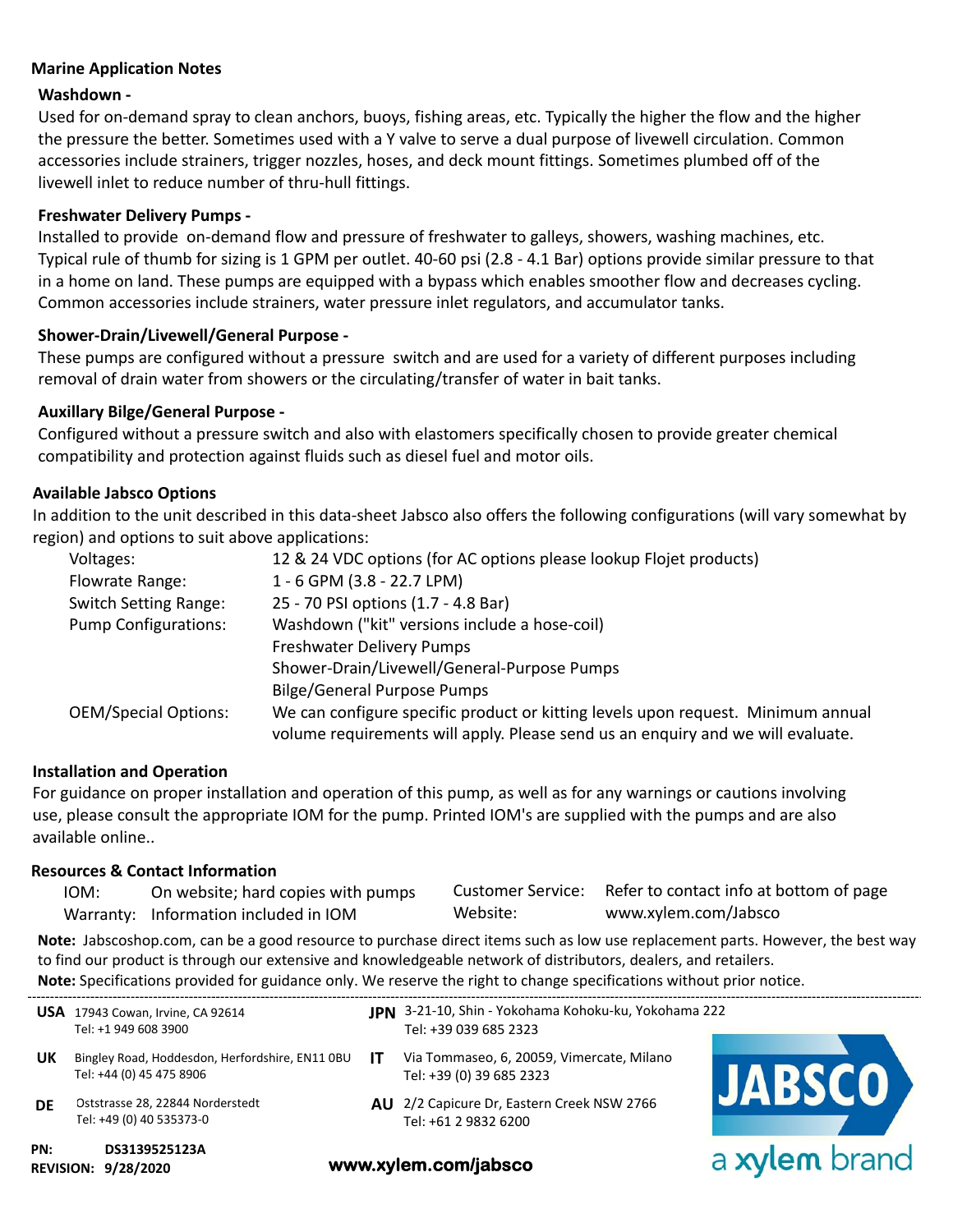## Marine Application Notes

### Washdown -

Used for on-demand spray to clean anchors, buoys, fishing areas, etc. Typically the higher the flow and the higher the pressure the better. Sometimes used with a Y valve to serve a dual purpose of livewell circulation. Common accessories include strainers, trigger nozzles, hoses, and deck mount fittings. Sometimes plumbed off of the livewell inlet to reduce number of thru-hull fittings.

### Freshwater Delivery Pumps -

Installed to provide on-demand flow and pressure of freshwater to galleys, showers, washing machines, etc. Typical rule of thumb for sizing is 1 GPM per outlet. 40-60 psi (2.8 - 4.1 Bar) options provide similar pressure to that in a home on land. These pumps are equipped with a bypass which enables smoother flow and decreases cycling. Common accessories include strainers, water pressure inlet regulators, and accumulator tanks.

### Shower-Drain/Livewell/General Purpose -

These pumps are configured without a pressure switch and are used for a variety of different purposes including removal of drain water from showers or the circulating/transfer of water in bait tanks.

### Auxillary Bilge/General Purpose -

Configured without a pressure switch and also with elastomers specifically chosen to provide greater chemical compatibility and protection against fluids such as diesel fuel and motor oils.

## Available Jabsco Options

In addition to the unit described in this data-sheet Jabsco also offers the following configurations (will vary somewhat by region) and options to suit above applications:

| | |
|---|---|
| Voltages: | 12 & 24 VDC options (for AC options please lookup Flojet products) |
| Flowrate Range: | 1 - 6 GPM (3.8 - 22.7 LPM) |
| Switch Setting Range: | 25 - 70 PSI options (1.7 - 4.8 Bar) |
| Pump Configurations: | Washdown ("kit" versions include a hose-coil) |
| | Freshwater Delivery Pumps |
| | Shower-Drain/Livewell/General-Purpose Pumps |
| | Bilge/General Purpose Pumps |
| OEM/Special Options: | We can configure specific product or kitting levels upon request. Minimum annual volume requirements will apply. Please send us an enquiry and we will evaluate. |

## Installation and Operation

For guidance on proper installation and operation of this pump, as well as for any warnings or cautions involving use, please consult the appropriate IOM for the pump. Printed IOM's are supplied with the pumps and are also available online..

## Resources & Contact Information

| | | | |
|---|---|---|---|
| IOM: | On website; hard copies with pumps | Customer Service: | Refer to contact info at bottom of page |
| Warranty: | Information included in IOM | Website: | www.xylem.com/Jabsco |

**Note:** Jabscoshop.com, can be a good resource to purchase direct items such as low use replacement parts. However, the best way to find our product is through our extensive and knowledgeable network of distributors, dealers, and retailers.

**Note:** Specifications provided for guidance only. We reserve the right to change specifications without prior notice.

---

**USA** 17943 Cowan, Irvine, CA 92614
Tel: +1 949 608 3900

**UK** Bingley Road, Hoddesdon, Herfordshire, EN11 0BU
Tel: +44 (0) 45 475 8906

**DE** Oststrasse 28, 22844 Norderstedt
Tel: +49 (0) 40 535373-0

**JPN** 3-21-10, Shin - Yokohama Kohoku-ku, Yokohama 222
Tel: +39 039 685 2323

**IT** Via Tommaseo, 6, 20059, Vimercate, Milano
Tel: +39 (0) 39 685 2323

**AU** 2/2 Capicure Dr, Eastern Creek NSW 2766
Tel: +61 2 9832 6200

JABSCO
a xylem brand

**PN: DS3139525123A**
**REVISION: 9/28/2020**

**www.xylem.com/jabsco**